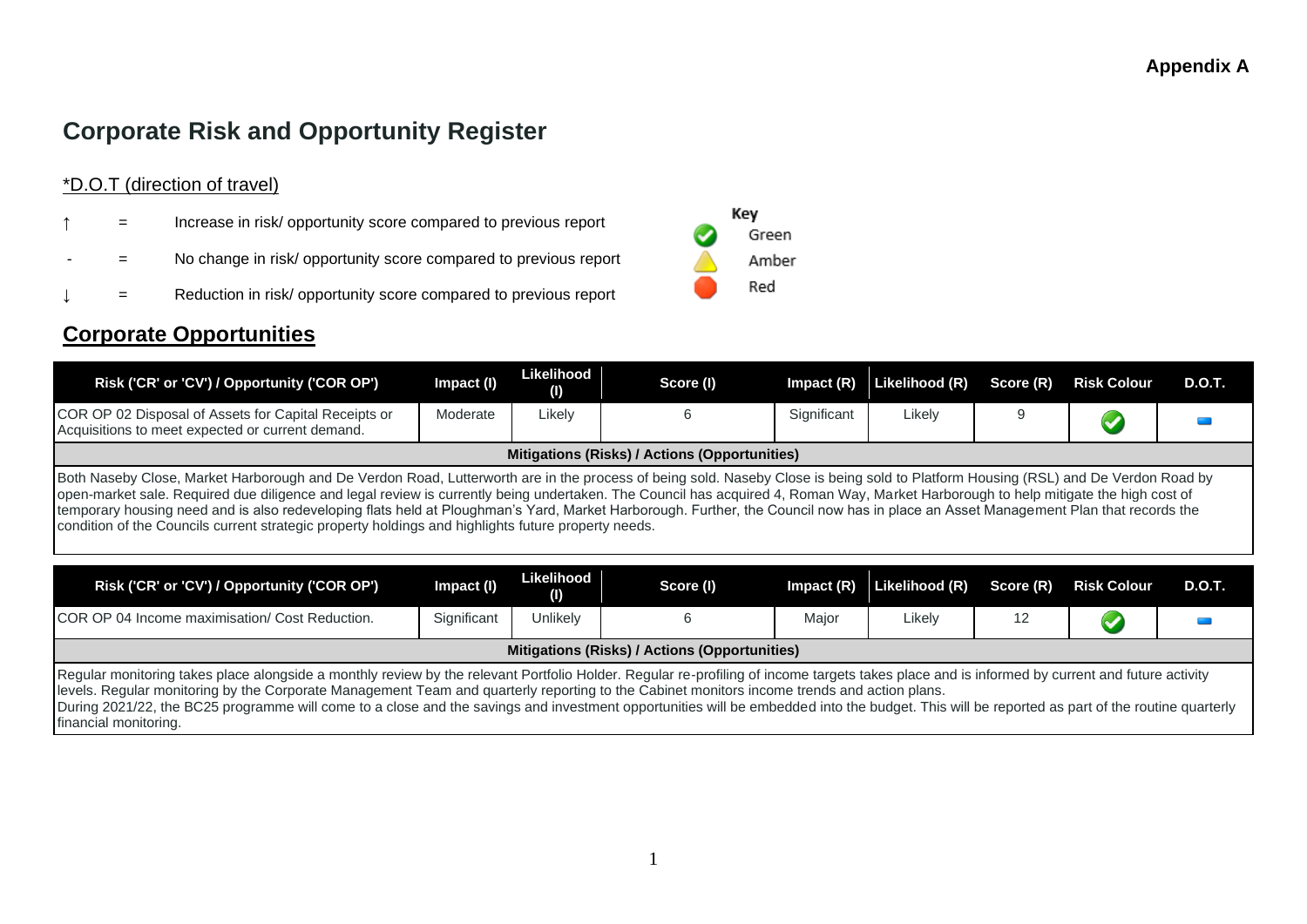**Appendix A**

# Corporate Risk and Opportunity Register

*D.O.T (direction of travel)

↑ = Increase in risk/ opportunity score compared to previous report

\- = No change in risk/ opportunity score compared to previous report

↓ = Reduction in risk/ opportunity score compared to previous report

Key
- Green
- Amber
- Red

## Corporate Opportunities

| Risk ('CR' or 'CV') / Opportunity ('COR OP') | Impact (I) | Likelihood (I) | Score (I) | Impact (R) | Likelihood (R) | Score (R) | Risk Colour | D.O.T. |
|---|---|---|---|---|---|---|---|---|
| COR OP 02 Disposal of Assets for Capital Receipts or Acquisitions to meet expected or current demand. | Moderate | Likely | 6 | Significant | Likely | 9 | Green | - |

**Mitigations (Risks) / Actions (Opportunities)**

Both Naseby Close, Market Harborough and De Verdon Road, Lutterworth are in the process of being sold. Naseby Close is being sold to Platform Housing (RSL) and De Verdon Road by open-market sale. Required due diligence and legal review is currently being undertaken. The Council has acquired 4, Roman Way, Market Harborough to help mitigate the high cost of temporary housing need and is also redeveloping flats held at Ploughman's Yard, Market Harborough. Further, the Council now has in place an Asset Management Plan that records the condition of the Councils current strategic property holdings and highlights future property needs.

| Risk ('CR' or 'CV') / Opportunity ('COR OP') | Impact (I) | Likelihood (I) | Score (I) | Impact (R) | Likelihood (R) | Score (R) | Risk Colour | D.O.T. |
|---|---|---|---|---|---|---|---|---|
| COR OP 04 Income maximisation/ Cost Reduction. | Significant | Unlikely | 6 | Major | Likely | 12 | Green | - |

**Mitigations (Risks) / Actions (Opportunities)**

Regular monitoring takes place alongside a monthly review by the relevant Portfolio Holder. Regular re-profiling of income targets takes place and is informed by current and future activity levels. Regular monitoring by the Corporate Management Team and quarterly reporting to the Cabinet monitors income trends and action plans.
During 2021/22, the BC25 programme will come to a close and the savings and investment opportunities will be embedded into the budget. This will be reported as part of the routine quarterly financial monitoring.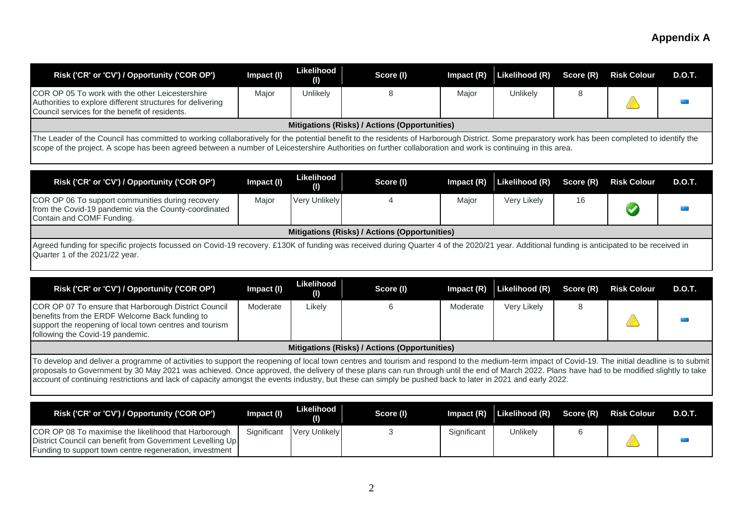**Appendix A**

| Risk ('CR' or 'CV') / Opportunity ('COR OP') | Impact (I) | Likelihood (I) | Score (I) | Impact (R) | Likelihood (R) | Score (R) | Risk Colour | D.O.T. |
|---|---|---|---|---|---|---|---|---|
| COR OP 05 To work with the other Leicestershire Authorities to explore different structures for delivering Council services for the benefit of residents. | Major | Unlikely | 8 | Major | Unlikely | 8 | | |
| **Mitigations (Risks) / Actions (Opportunities)** | | | | | | | | |
| The Leader of the Council has committed to working collaboratively for the potential benefit to the residents of Harborough District. Some preparatory work has been completed to identify the scope of the project. A scope has been agreed between a number of Leicestershire Authorities on further collaboration and work is continuing in this area. | | | | | | | | |

| Risk ('CR' or 'CV') / Opportunity ('COR OP') | Impact (I) | Likelihood (I) | Score (I) | Impact (R) | Likelihood (R) | Score (R) | Risk Colour | D.O.T. |
|---|---|---|---|---|---|---|---|---|
| COR OP 06 To support communities during recovery from the Covid-19 pandemic via the County-coordinated Contain and COMF Funding. | Major | Very Unlikely | 4 | Major | Very Likely | 16 | | |
| **Mitigations (Risks) / Actions (Opportunities)** | | | | | | | | |
| Agreed funding for specific projects focussed on Covid-19 recovery. £130K of funding was received during Quarter 4 of the 2020/21 year. Additional funding is anticipated to be received in Quarter 1 of the 2021/22 year. | | | | | | | | |

| Risk ('CR' or 'CV') / Opportunity ('COR OP') | Impact (I) | Likelihood (I) | Score (I) | Impact (R) | Likelihood (R) | Score (R) | Risk Colour | D.O.T. |
|---|---|---|---|---|---|---|---|---|
| COR OP 07 To ensure that Harborough District Council benefits from the ERDF Welcome Back funding to support the reopening of local town centres and tourism following the Covid-19 pandemic. | Moderate | Likely | 6 | Moderate | Very Likely | 8 | | |
| **Mitigations (Risks) / Actions (Opportunities)** | | | | | | | | |
| To develop and deliver a programme of activities to support the reopening of local town centres and tourism and respond to the medium-term impact of Covid-19. The initial deadline is to submit proposals to Government by 30 May 2021 was achieved. Once approved, the delivery of these plans can run through until the end of March 2022. Plans have had to be modified slightly to take account of continuing restrictions and lack of capacity amongst the events industry, but these can simply be pushed back to later in 2021 and early 2022. | | | | | | | | |

| Risk ('CR' or 'CV') / Opportunity ('COR OP') | Impact (I) | Likelihood (I) | Score (I) | Impact (R) | Likelihood (R) | Score (R) | Risk Colour | D.O.T. |
|---|---|---|---|---|---|---|---|---|
| COR OP 08 To maximise the likelihood that Harborough District Council can benefit from Government Levelling Up Funding to support town centre regeneration, investment | Significant | Very Unlikely | 3 | Significant | Unlikely | 6 | | |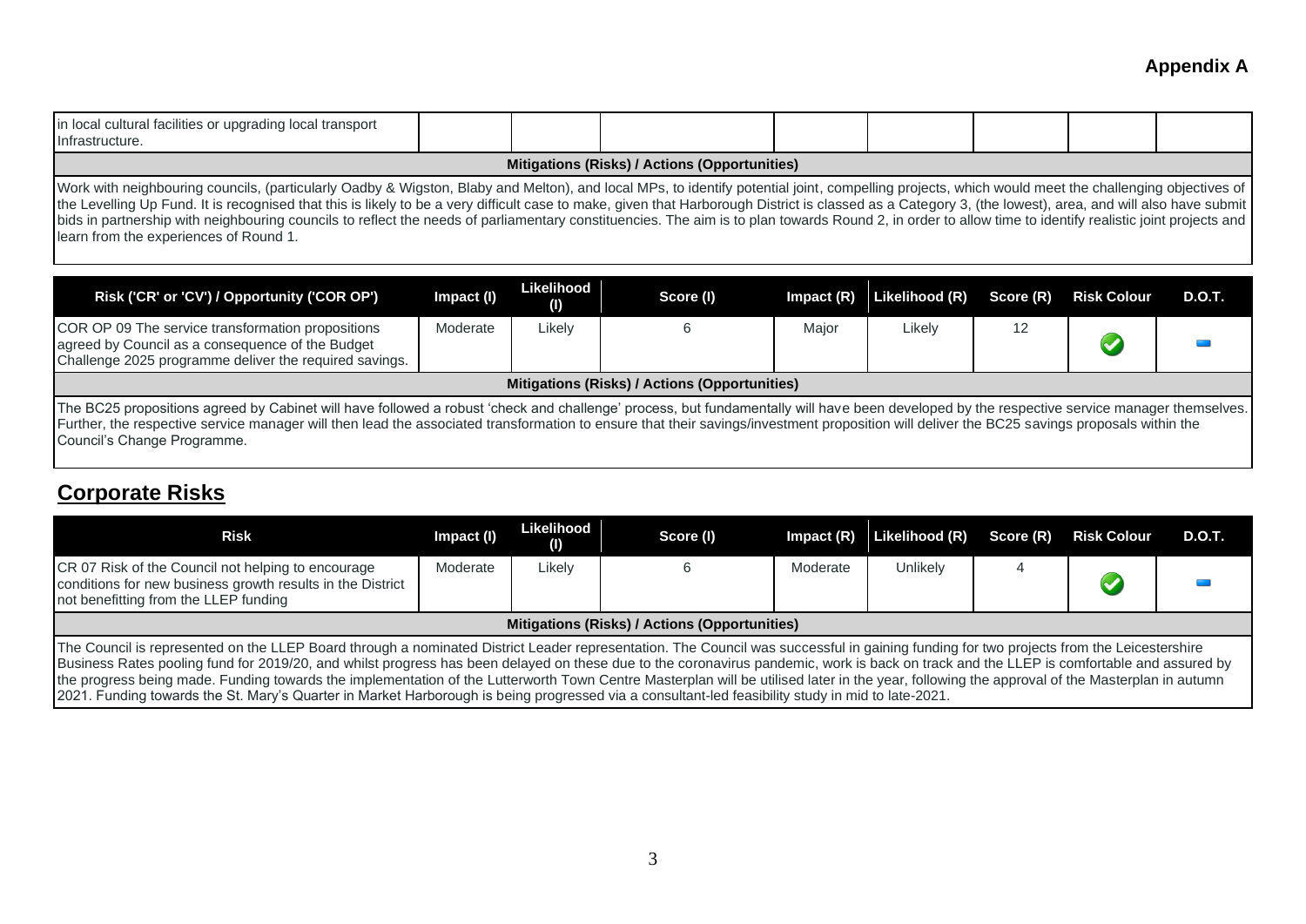## Appendix A

| | | | | | | | | |
|---|---|---|---|---|---|---|---|---|
| in local cultural facilities or upgrading local transport Infrastructure. | | | | | | | | |

**Mitigations (Risks) / Actions (Opportunities)**

Work with neighbouring councils, (particularly Oadby & Wigston, Blaby and Melton), and local MPs, to identify potential joint, compelling projects, which would meet the challenging objectives of the Levelling Up Fund. It is recognised that this is likely to be a very difficult case to make, given that Harborough District is classed as a Category 3, (the lowest), area, and will also have submit bids in partnership with neighbouring councils to reflect the needs of parliamentary constituencies. The aim is to plan towards Round 2, in order to allow time to identify realistic joint projects and learn from the experiences of Round 1.

| Risk ('CR' or 'CV') / Opportunity ('COR OP') | Impact (I) | Likelihood (I) | Score (I) | Impact (R) | Likelihood (R) | Score (R) | Risk Colour | D.O.T. |
|---|---|---|---|---|---|---|---|---|
| COR OP 09 The service transformation propositions agreed by Council as a consequence of the Budget Challenge 2025 programme deliver the required savings. | Moderate | Likely | 6 | Major | Likely | 12 | | |

**Mitigations (Risks) / Actions (Opportunities)**

The BC25 propositions agreed by Cabinet will have followed a robust 'check and challenge' process, but fundamentally will have been developed by the respective service manager themselves. Further, the respective service manager will then lead the associated transformation to ensure that their savings/investment proposition will deliver the BC25 savings proposals within the Council's Change Programme.

## Corporate Risks

| Risk | Impact (I) | Likelihood (I) | Score (I) | Impact (R) | Likelihood (R) | Score (R) | Risk Colour | D.O.T. |
|---|---|---|---|---|---|---|---|---|
| CR 07 Risk of the Council not helping to encourage conditions for new business growth results in the District not benefitting from the LLEP funding | Moderate | Likely | 6 | Moderate | Unlikely | 4 | | |

**Mitigations (Risks) / Actions (Opportunities)**

The Council is represented on the LLEP Board through a nominated District Leader representation. The Council was successful in gaining funding for two projects from the Leicestershire Business Rates pooling fund for 2019/20, and whilst progress has been delayed on these due to the coronavirus pandemic, work is back on track and the LLEP is comfortable and assured by the progress being made. Funding towards the implementation of the Lutterworth Town Centre Masterplan will be utilised later in the year, following the approval of the Masterplan in autumn 2021. Funding towards the St. Mary's Quarter in Market Harborough is being progressed via a consultant-led feasibility study in mid to late-2021.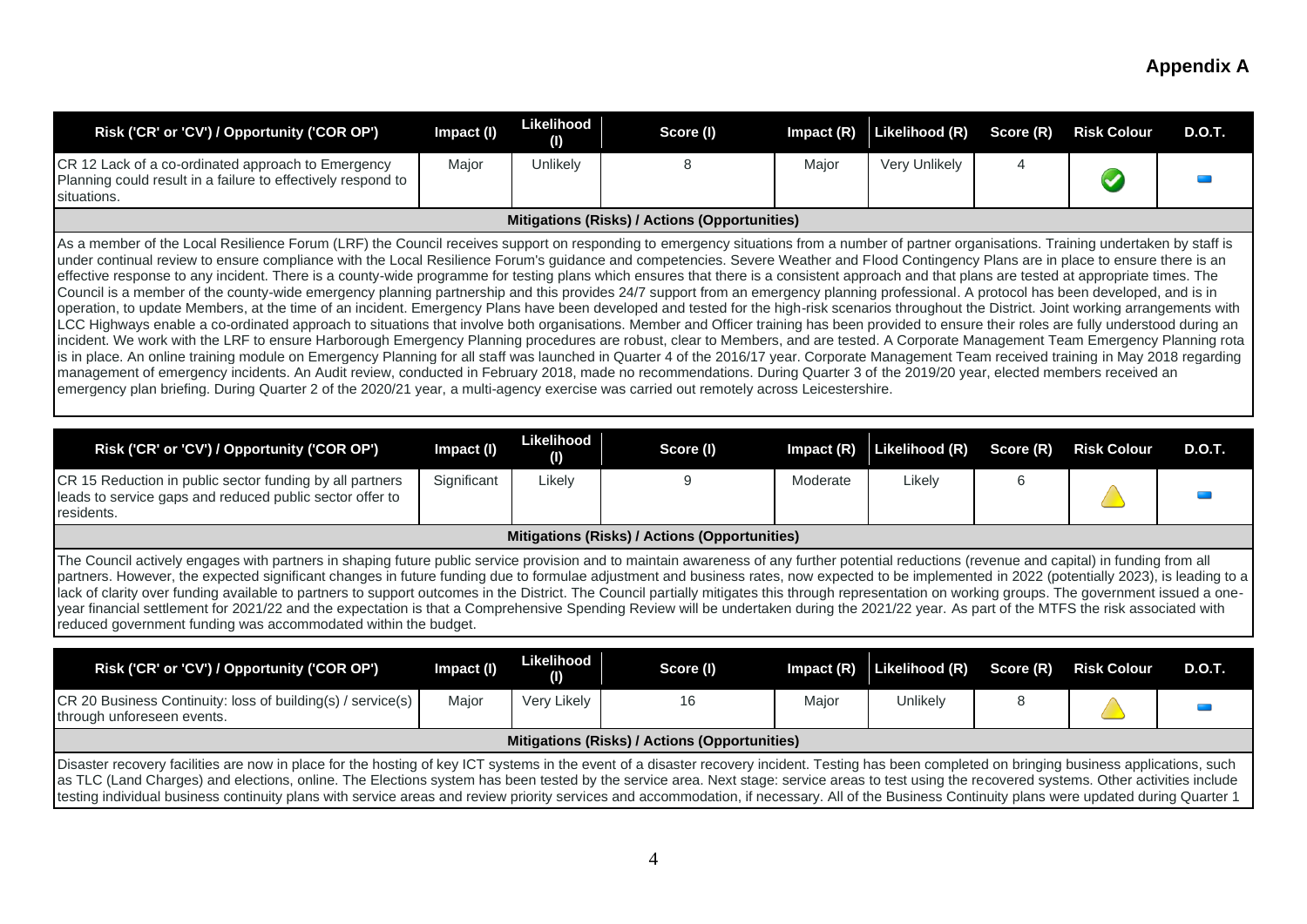# Appendix A

| Risk ('CR' or 'CV') / Opportunity ('COR OP') | Impact (I) | Likelihood (I) | Score (I) | Impact (R) | Likelihood (R) | Score (R) | Risk Colour | D.O.T. |
|---|---|---|---|---|---|---|---|---|
| CR 12 Lack of a co-ordinated approach to Emergency Planning could result in a failure to effectively respond to situations. | Major | Unlikely | 8 | Major | Very Unlikely | 4 | | |
| **Mitigations (Risks) / Actions (Opportunities)** | | | | | | | | |
| As a member of the Local Resilience Forum (LRF) the Council receives support on responding to emergency situations from a number of partner organisations. Training undertaken by staff is under continual review to ensure compliance with the Local Resilience Forum's guidance and competencies. Severe Weather and Flood Contingency Plans are in place to ensure there is an effective response to any incident. There is a county-wide programme for testing plans which ensures that there is a consistent approach and that plans are tested at appropriate times. The Council is a member of the county-wide emergency planning partnership and this provides 24/7 support from an emergency planning professional. A protocol has been developed, and is in operation, to update Members, at the time of an incident. Emergency Plans have been developed and tested for the high-risk scenarios throughout the District. Joint working arrangements with LCC Highways enable a co-ordinated approach to situations that involve both organisations. Member and Officer training has been provided to ensure their roles are fully understood during an incident. We work with the LRF to ensure Harborough Emergency Planning procedures are robust, clear to Members, and are tested. A Corporate Management Team Emergency Planning rota is in place. An online training module on Emergency Planning for all staff was launched in Quarter 4 of the 2016/17 year. Corporate Management Team received training in May 2018 regarding management of emergency incidents. An Audit review, conducted in February 2018, made no recommendations. During Quarter 3 of the 2019/20 year, elected members received an emergency plan briefing. During Quarter 2 of the 2020/21 year, a multi-agency exercise was carried out remotely across Leicestershire. | | | | | | | | |

| Risk ('CR' or 'CV') / Opportunity ('COR OP') | Impact (I) | Likelihood (I) | Score (I) | Impact (R) | Likelihood (R) | Score (R) | Risk Colour | D.O.T. |
|---|---|---|---|---|---|---|---|---|
| CR 15 Reduction in public sector funding by all partners leads to service gaps and reduced public sector offer to residents. | Significant | Likely | 9 | Moderate | Likely | 6 | | |
| **Mitigations (Risks) / Actions (Opportunities)** | | | | | | | | |
| The Council actively engages with partners in shaping future public service provision and to maintain awareness of any further potential reductions (revenue and capital) in funding from all partners. However, the expected significant changes in future funding due to formulae adjustment and business rates, now expected to be implemented in 2022 (potentially 2023), is leading to a lack of clarity over funding available to partners to support outcomes in the District. The Council partially mitigates this through representation on working groups. The government issued a one-year financial settlement for 2021/22 and the expectation is that a Comprehensive Spending Review will be undertaken during the 2021/22 year. As part of the MTFS the risk associated with reduced government funding was accommodated within the budget. | | | | | | | | |

| Risk ('CR' or 'CV') / Opportunity ('COR OP') | Impact (I) | Likelihood (I) | Score (I) | Impact (R) | Likelihood (R) | Score (R) | Risk Colour | D.O.T. |
|---|---|---|---|---|---|---|---|---|
| CR 20 Business Continuity: loss of building(s) / service(s) through unforeseen events. | Major | Very Likely | 16 | Major | Unlikely | 8 | | |
| **Mitigations (Risks) / Actions (Opportunities)** | | | | | | | | |
| Disaster recovery facilities are now in place for the hosting of key ICT systems in the event of a disaster recovery incident. Testing has been completed on bringing business applications, such as TLC (Land Charges) and elections, online. The Elections system has been tested by the service area. Next stage: service areas to test using the recovered systems. Other activities include testing individual business continuity plans with service areas and review priority services and accommodation, if necessary. All of the Business Continuity plans were updated during Quarter 1 | | | | | | | | |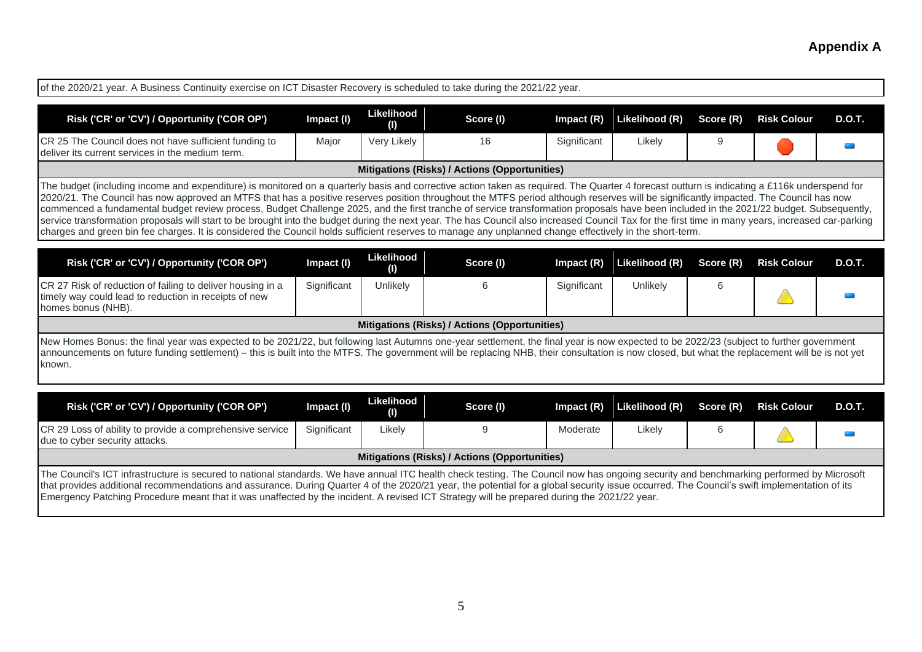## Appendix A

of the 2020/21 year. A Business Continuity exercise on ICT Disaster Recovery is scheduled to take during the 2021/22 year.

| Risk ('CR' or 'CV') / Opportunity ('COR OP') | Impact (I) | Likelihood (I) | Score (I) | Impact (R) | Likelihood (R) | Score (R) | Risk Colour | D.O.T. |
|---|---|---|---|---|---|---|---|---|
| CR 25 The Council does not have sufficient funding to deliver its current services in the medium term. | Major | Very Likely | 16 | Significant | Likely | 9 | | |

**Mitigations (Risks) / Actions (Opportunities)**

The budget (including income and expenditure) is monitored on a quarterly basis and corrective action taken as required. The Quarter 4 forecast outturn is indicating a £116k underspend for 2020/21. The Council has now approved an MTFS that has a positive reserves position throughout the MTFS period although reserves will be significantly impacted. The Council has now commenced a fundamental budget review process, Budget Challenge 2025, and the first tranche of service transformation proposals have been included in the 2021/22 budget. Subsequently, service transformation proposals will start to be brought into the budget during the next year. The has Council also increased Council Tax for the first time in many years, increased car-parking charges and green bin fee charges. It is considered the Council holds sufficient reserves to manage any unplanned change effectively in the short-term.

| Risk ('CR' or 'CV') / Opportunity ('COR OP') | Impact (I) | Likelihood (I) | Score (I) | Impact (R) | Likelihood (R) | Score (R) | Risk Colour | D.O.T. |
|---|---|---|---|---|---|---|---|---|
| CR 27 Risk of reduction of failing to deliver housing in a timely way could lead to reduction in receipts of new homes bonus (NHB). | Significant | Unlikely | 6 | Significant | Unlikely | 6 | | |

**Mitigations (Risks) / Actions (Opportunities)**

New Homes Bonus: the final year was expected to be 2021/22, but following last Autumns one-year settlement, the final year is now expected to be 2022/23 (subject to further government announcements on future funding settlement) – this is built into the MTFS. The government will be replacing NHB, their consultation is now closed, but what the replacement will be is not yet known.

| Risk ('CR' or 'CV') / Opportunity ('COR OP') | Impact (I) | Likelihood (I) | Score (I) | Impact (R) | Likelihood (R) | Score (R) | Risk Colour | D.O.T. |
|---|---|---|---|---|---|---|---|---|
| CR 29 Loss of ability to provide a comprehensive service due to cyber security attacks. | Significant | Likely | 9 | Moderate | Likely | 6 | | |

**Mitigations (Risks) / Actions (Opportunities)**

The Council's ICT infrastructure is secured to national standards. We have annual ITC health check testing. The Council now has ongoing security and benchmarking performed by Microsoft that provides additional recommendations and assurance. During Quarter 4 of the 2020/21 year, the potential for a global security issue occurred. The Council's swift implementation of its Emergency Patching Procedure meant that it was unaffected by the incident. A revised ICT Strategy will be prepared during the 2021/22 year.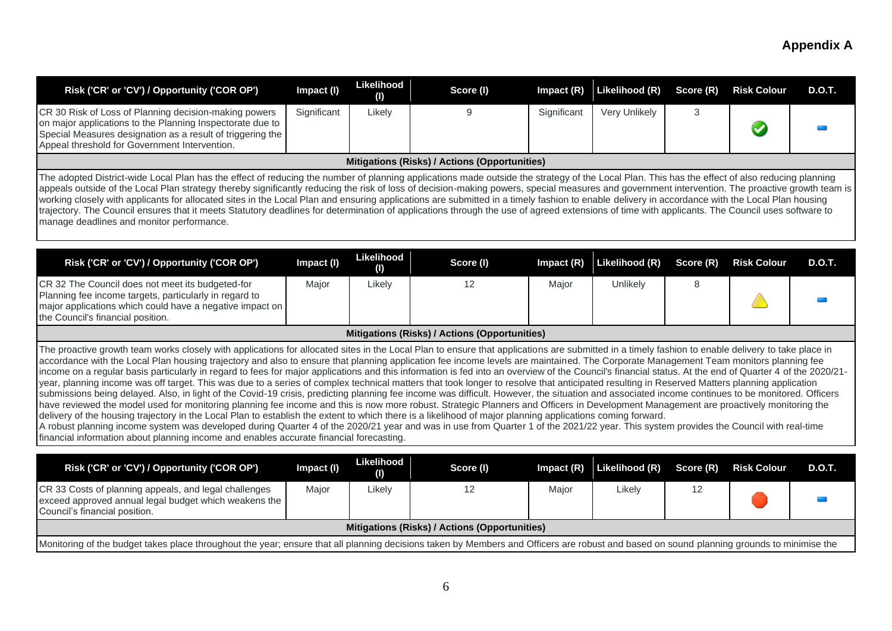# Appendix A

| Risk ('CR' or 'CV') / Opportunity ('COR OP') | Impact (I) | Likelihood (I) | Score (I) | Impact (R) | Likelihood (R) | Score (R) | Risk Colour | D.O.T. |
|---|---|---|---|---|---|---|---|---|
| CR 30 Risk of Loss of Planning decision-making powers on major applications to the Planning Inspectorate due to Special Measures designation as a result of triggering the Appeal threshold for Government Intervention. | Significant | Likely | 9 | Significant | Very Unlikely | 3 | | |

**Mitigations (Risks) / Actions (Opportunities)**

The adopted District-wide Local Plan has the effect of reducing the number of planning applications made outside the strategy of the Local Plan. This has the effect of also reducing planning appeals outside of the Local Plan strategy thereby significantly reducing the risk of loss of decision-making powers, special measures and government intervention. The proactive growth team is working closely with applicants for allocated sites in the Local Plan and ensuring applications are submitted in a timely fashion to enable delivery in accordance with the Local Plan housing trajectory. The Council ensures that it meets Statutory deadlines for determination of applications through the use of agreed extensions of time with applicants. The Council uses software to manage deadlines and monitor performance.

| Risk ('CR' or 'CV') / Opportunity ('COR OP') | Impact (I) | Likelihood (I) | Score (I) | Impact (R) | Likelihood (R) | Score (R) | Risk Colour | D.O.T. |
|---|---|---|---|---|---|---|---|---|
| CR 32 The Council does not meet its budgeted-for Planning fee income targets, particularly in regard to major applications which could have a negative impact on the Council's financial position. | Major | Likely | 12 | Major | Unlikely | 8 | | |

**Mitigations (Risks) / Actions (Opportunities)**

The proactive growth team works closely with applications for allocated sites in the Local Plan to ensure that applications are submitted in a timely fashion to enable delivery to take place in accordance with the Local Plan housing trajectory and also to ensure that planning application fee income levels are maintained. The Corporate Management Team monitors planning fee income on a regular basis particularly in regard to fees for major applications and this information is fed into an overview of the Council's financial status. At the end of Quarter 4 of the 2020/21-year, planning income was off target. This was due to a series of complex technical matters that took longer to resolve that anticipated resulting in Reserved Matters planning application submissions being delayed. Also, in light of the Covid-19 crisis, predicting planning fee income was difficult. However, the situation and associated income continues to be monitored. Officers have reviewed the model used for monitoring planning fee income and this is now more robust. Strategic Planners and Officers in Development Management are proactively monitoring the delivery of the housing trajectory in the Local Plan to establish the extent to which there is a likelihood of major planning applications coming forward.
A robust planning income system was developed during Quarter 4 of the 2020/21 year and was in use from Quarter 1 of the 2021/22 year. This system provides the Council with real-time financial information about planning income and enables accurate financial forecasting.

| Risk ('CR' or 'CV') / Opportunity ('COR OP') | Impact (I) | Likelihood (I) | Score (I) | Impact (R) | Likelihood (R) | Score (R) | Risk Colour | D.O.T. |
|---|---|---|---|---|---|---|---|---|
| CR 33 Costs of planning appeals, and legal challenges exceed approved annual legal budget which weakens the Council's financial position. | Major | Likely | 12 | Major | Likely | 12 | | |

**Mitigations (Risks) / Actions (Opportunities)**

Monitoring of the budget takes place throughout the year; ensure that all planning decisions taken by Members and Officers are robust and based on sound planning grounds to minimise the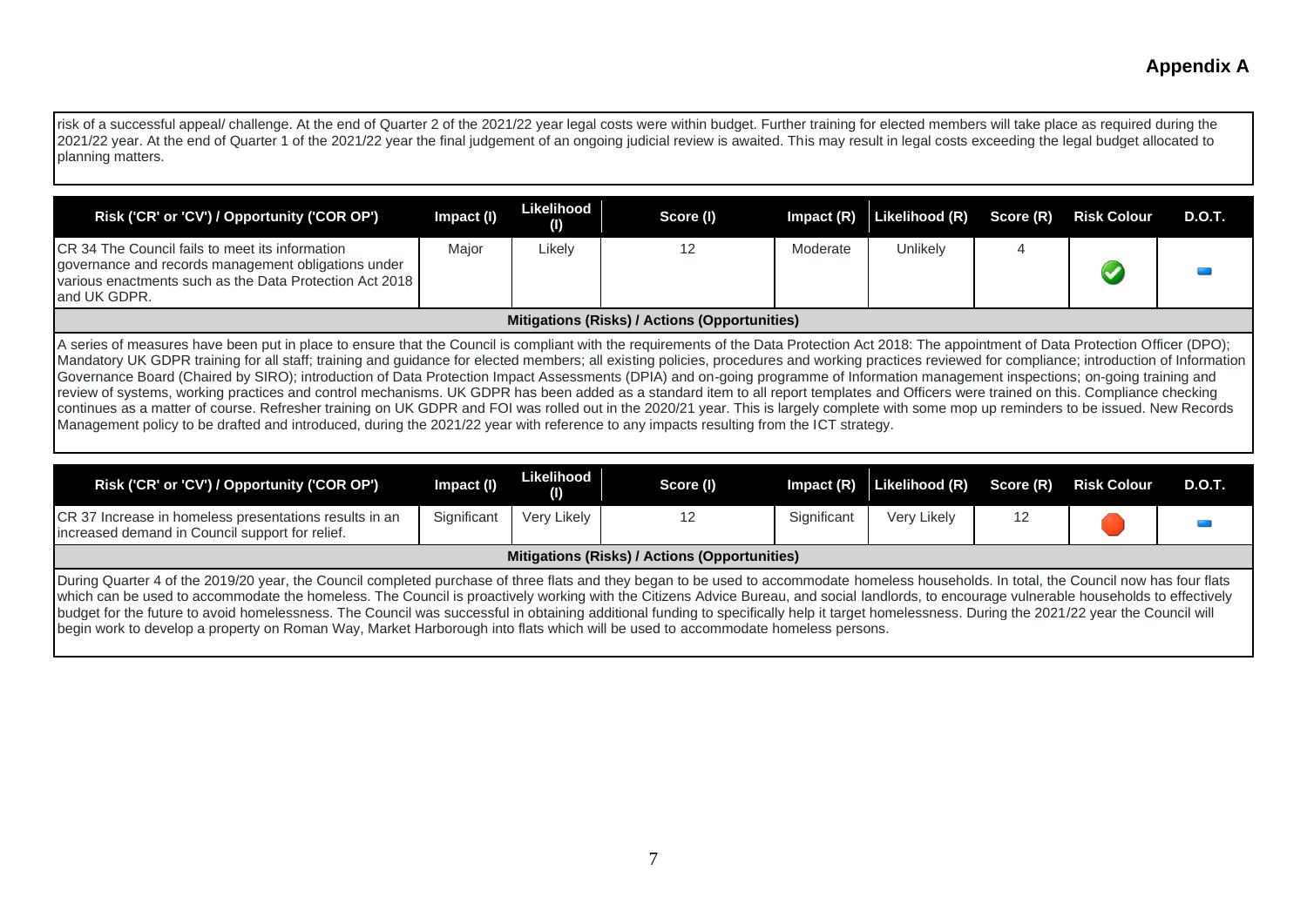# Appendix A

risk of a successful appeal/ challenge. At the end of Quarter 2 of the 2021/22 year legal costs were within budget. Further training for elected members will take place as required during the 2021/22 year. At the end of Quarter 1 of the 2021/22 year the final judgement of an ongoing judicial review is awaited. This may result in legal costs exceeding the legal budget allocated to planning matters.

| Risk ('CR' or 'CV') / Opportunity ('COR OP') | Impact (I) | Likelihood (I) | Score (I) | Impact (R) | Likelihood (R) | Score (R) | Risk Colour | D.O.T. |
|---|---|---|---|---|---|---|---|---|
| CR 34 The Council fails to meet its information governance and records management obligations under various enactments such as the Data Protection Act 2018 and UK GDPR. | Major | Likely | 12 | Moderate | Unlikely | 4 | | |

**Mitigations (Risks) / Actions (Opportunities)**

A series of measures have been put in place to ensure that the Council is compliant with the requirements of the Data Protection Act 2018: The appointment of Data Protection Officer (DPO); Mandatory UK GDPR training for all staff; training and guidance for elected members; all existing policies, procedures and working practices reviewed for compliance; introduction of Information Governance Board (Chaired by SIRO); introduction of Data Protection Impact Assessments (DPIA) and on-going programme of Information management inspections; on-going training and review of systems, working practices and control mechanisms. UK GDPR has been added as a standard item to all report templates and Officers were trained on this. Compliance checking continues as a matter of course. Refresher training on UK GDPR and FOI was rolled out in the 2020/21 year. This is largely complete with some mop up reminders to be issued. New Records Management policy to be drafted and introduced, during the 2021/22 year with reference to any impacts resulting from the ICT strategy.

| Risk ('CR' or 'CV') / Opportunity ('COR OP') | Impact (I) | Likelihood (I) | Score (I) | Impact (R) | Likelihood (R) | Score (R) | Risk Colour | D.O.T. |
|---|---|---|---|---|---|---|---|---|
| CR 37 Increase in homeless presentations results in an increased demand in Council support for relief. | Significant | Very Likely | 12 | Significant | Very Likely | 12 | | |

**Mitigations (Risks) / Actions (Opportunities)**

During Quarter 4 of the 2019/20 year, the Council completed purchase of three flats and they began to be used to accommodate homeless households. In total, the Council now has four flats which can be used to accommodate the homeless. The Council is proactively working with the Citizens Advice Bureau, and social landlords, to encourage vulnerable households to effectively budget for the future to avoid homelessness. The Council was successful in obtaining additional funding to specifically help it target homelessness. During the 2021/22 year the Council will begin work to develop a property on Roman Way, Market Harborough into flats which will be used to accommodate homeless persons.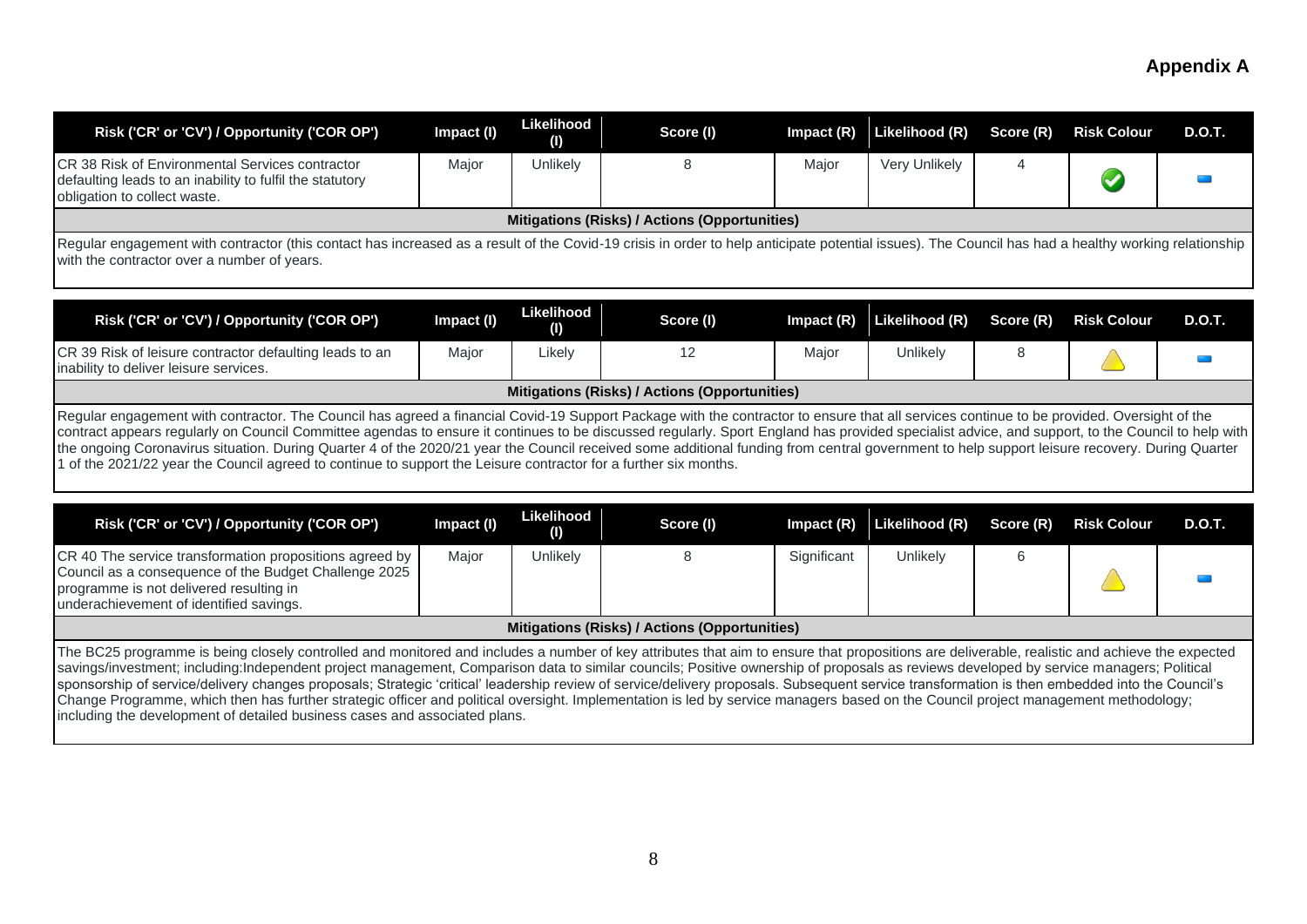## Appendix A

| Risk ('CR' or 'CV') / Opportunity ('COR OP') | Impact (I) | Likelihood (I) | Score (I) | Impact (R) | Likelihood (R) | Score (R) | Risk Colour | D.O.T. |
|---|---|---|---|---|---|---|---|---|
| CR 38 Risk of Environmental Services contractor defaulting leads to an inability to fulfil the statutory obligation to collect waste. | Major | Unlikely | 8 | Major | Very Unlikely | 4 | | |

**Mitigations (Risks) / Actions (Opportunities)**

Regular engagement with contractor (this contact has increased as a result of the Covid-19 crisis in order to help anticipate potential issues). The Council has had a healthy working relationship with the contractor over a number of years.

| Risk ('CR' or 'CV') / Opportunity ('COR OP') | Impact (I) | Likelihood (I) | Score (I) | Impact (R) | Likelihood (R) | Score (R) | Risk Colour | D.O.T. |
|---|---|---|---|---|---|---|---|---|
| CR 39 Risk of leisure contractor defaulting leads to an inability to deliver leisure services. | Major | Likely | 12 | Major | Unlikely | 8 | | |

**Mitigations (Risks) / Actions (Opportunities)**

Regular engagement with contractor. The Council has agreed a financial Covid-19 Support Package with the contractor to ensure that all services continue to be provided. Oversight of the contract appears regularly on Council Committee agendas to ensure it continues to be discussed regularly. Sport England has provided specialist advice, and support, to the Council to help with the ongoing Coronavirus situation. During Quarter 4 of the 2020/21 year the Council received some additional funding from central government to help support leisure recovery. During Quarter 1 of the 2021/22 year the Council agreed to continue to support the Leisure contractor for a further six months.

| Risk ('CR' or 'CV') / Opportunity ('COR OP') | Impact (I) | Likelihood (I) | Score (I) | Impact (R) | Likelihood (R) | Score (R) | Risk Colour | D.O.T. |
|---|---|---|---|---|---|---|---|---|
| CR 40 The service transformation propositions agreed by Council as a consequence of the Budget Challenge 2025 programme is not delivered resulting in underachievement of identified savings. | Major | Unlikely | 8 | Significant | Unlikely | 6 | | |

**Mitigations (Risks) / Actions (Opportunities)**

The BC25 programme is being closely controlled and monitored and includes a number of key attributes that aim to ensure that propositions are deliverable, realistic and achieve the expected savings/investment; including:Independent project management, Comparison data to similar councils; Positive ownership of proposals as reviews developed by service managers; Political sponsorship of service/delivery changes proposals; Strategic 'critical' leadership review of service/delivery proposals. Subsequent service transformation is then embedded into the Council's Change Programme, which then has further strategic officer and political oversight. Implementation is led by service managers based on the Council project management methodology; including the development of detailed business cases and associated plans.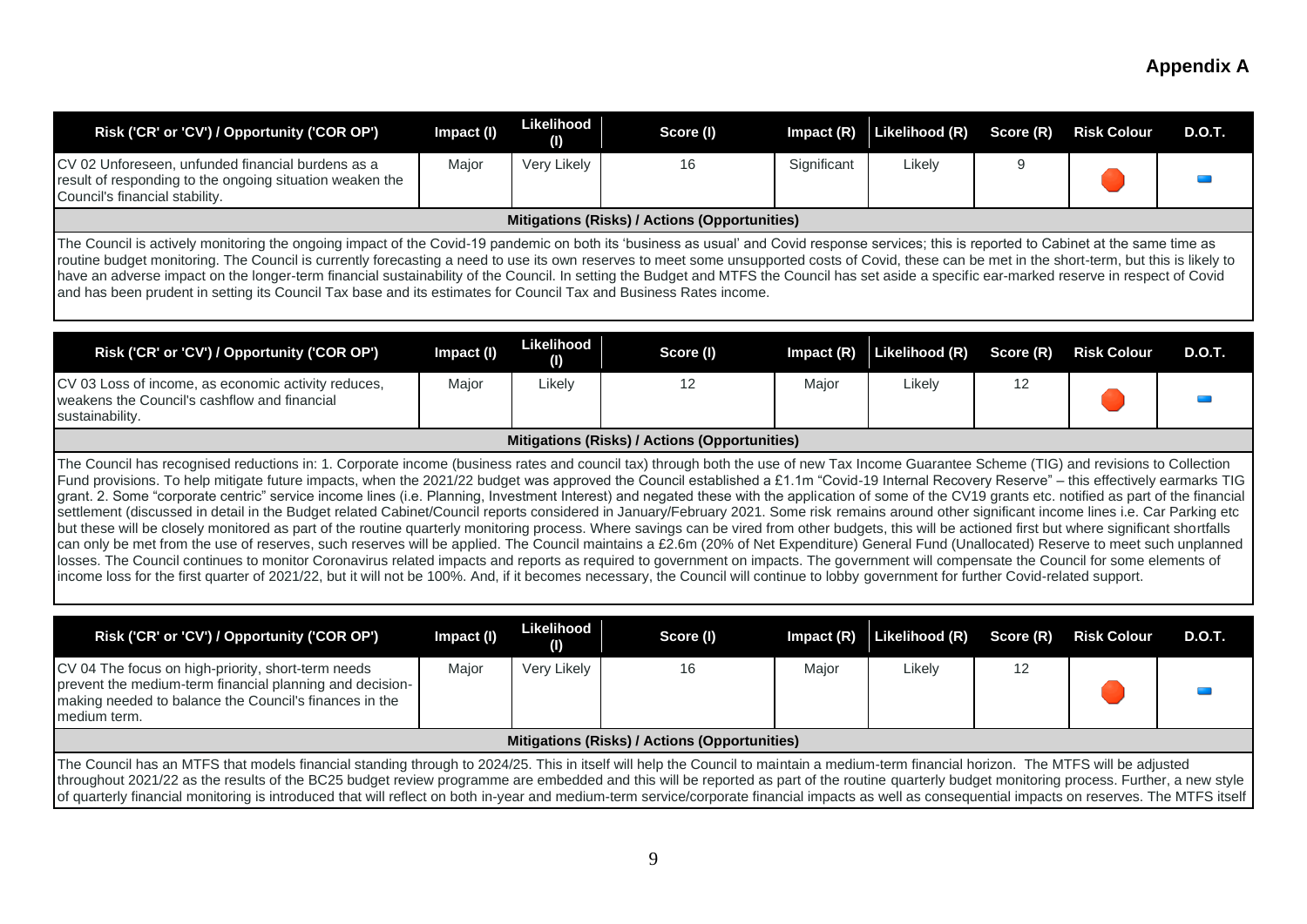## Appendix A

| Risk ('CR' or 'CV') / Opportunity ('COR OP') | Impact (I) | Likelihood (I) | Score (I) | Impact (R) | Likelihood (R) | Score (R) | Risk Colour | D.O.T. |
|---|---|---|---|---|---|---|---|---|
| CV 02 Unforeseen, unfunded financial burdens as a result of responding to the ongoing situation weaken the Council's financial stability. | Major | Very Likely | 16 | Significant | Likely | 9 | | |

**Mitigations (Risks) / Actions (Opportunities)**

The Council is actively monitoring the ongoing impact of the Covid-19 pandemic on both its 'business as usual' and Covid response services; this is reported to Cabinet at the same time as routine budget monitoring. The Council is currently forecasting a need to use its own reserves to meet some unsupported costs of Covid, these can be met in the short-term, but this is likely to have an adverse impact on the longer-term financial sustainability of the Council. In setting the Budget and MTFS the Council has set aside a specific ear-marked reserve in respect of Covid and has been prudent in setting its Council Tax base and its estimates for Council Tax and Business Rates income.

| Risk ('CR' or 'CV') / Opportunity ('COR OP') | Impact (I) | Likelihood (I) | Score (I) | Impact (R) | Likelihood (R) | Score (R) | Risk Colour | D.O.T. |
|---|---|---|---|---|---|---|---|---|
| CV 03 Loss of income, as economic activity reduces, weakens the Council's cashflow and financial sustainability. | Major | Likely | 12 | Major | Likely | 12 | | |

**Mitigations (Risks) / Actions (Opportunities)**

The Council has recognised reductions in: 1. Corporate income (business rates and council tax) through both the use of new Tax Income Guarantee Scheme (TIG) and revisions to Collection Fund provisions. To help mitigate future impacts, when the 2021/22 budget was approved the Council established a £1.1m "Covid-19 Internal Recovery Reserve" – this effectively earmarks TIG grant. 2. Some "corporate centric" service income lines (i.e. Planning, Investment Interest) and negated these with the application of some of the CV19 grants etc. notified as part of the financial settlement (discussed in detail in the Budget related Cabinet/Council reports considered in January/February 2021. Some risk remains around other significant income lines i.e. Car Parking etc but these will be closely monitored as part of the routine quarterly monitoring process. Where savings can be vired from other budgets, this will be actioned first but where significant shortfalls can only be met from the use of reserves, such reserves will be applied. The Council maintains a £2.6m (20% of Net Expenditure) General Fund (Unallocated) Reserve to meet such unplanned losses. The Council continues to monitor Coronavirus related impacts and reports as required to government on impacts. The government will compensate the Council for some elements of income loss for the first quarter of 2021/22, but it will not be 100%. And, if it becomes necessary, the Council will continue to lobby government for further Covid-related support.

| Risk ('CR' or 'CV') / Opportunity ('COR OP') | Impact (I) | Likelihood (I) | Score (I) | Impact (R) | Likelihood (R) | Score (R) | Risk Colour | D.O.T. |
|---|---|---|---|---|---|---|---|---|
| CV 04 The focus on high-priority, short-term needs prevent the medium-term financial planning and decision-making needed to balance the Council's finances in the medium term. | Major | Very Likely | 16 | Major | Likely | 12 | | |

**Mitigations (Risks) / Actions (Opportunities)**

The Council has an MTFS that models financial standing through to 2024/25. This in itself will help the Council to maintain a medium-term financial horizon. The MTFS will be adjusted throughout 2021/22 as the results of the BC25 budget review programme are embedded and this will be reported as part of the routine quarterly budget monitoring process. Further, a new style of quarterly financial monitoring is introduced that will reflect on both in-year and medium-term service/corporate financial impacts as well as consequential impacts on reserves. The MTFS itself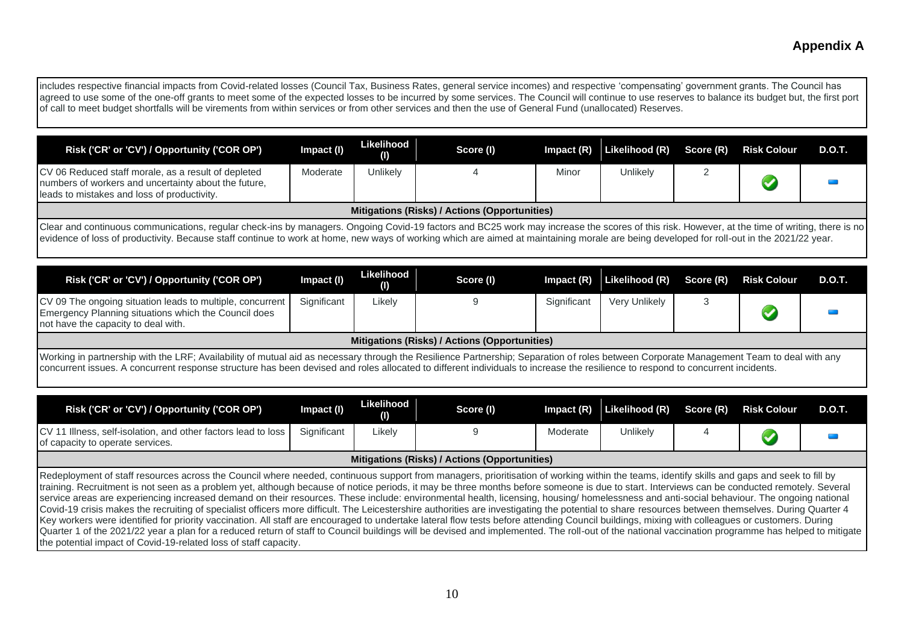## Appendix A

includes respective financial impacts from Covid-related losses (Council Tax, Business Rates, general service incomes) and respective 'compensating' government grants. The Council has agreed to use some of the one-off grants to meet some of the expected losses to be incurred by some services. The Council will continue to use reserves to balance its budget but, the first port of call to meet budget shortfalls will be virements from within services or from other services and then the use of General Fund (unallocated) Reserves.

| Risk ('CR' or 'CV') / Opportunity ('COR OP') | Impact (I) | Likelihood (I) | Score (I) | Impact (R) | Likelihood (R) | Score (R) | Risk Colour | D.O.T. |
|---|---|---|---|---|---|---|---|---|
| CV 06 Reduced staff morale, as a result of depleted numbers of workers and uncertainty about the future, leads to mistakes and loss of productivity. | Moderate | Unlikely | 4 | Minor | Unlikely | 2 | | |

**Mitigations (Risks) / Actions (Opportunities)**

Clear and continuous communications, regular check-ins by managers. Ongoing Covid-19 factors and BC25 work may increase the scores of this risk. However, at the time of writing, there is no evidence of loss of productivity. Because staff continue to work at home, new ways of working which are aimed at maintaining morale are being developed for roll-out in the 2021/22 year.

| Risk ('CR' or 'CV') / Opportunity ('COR OP') | Impact (I) | Likelihood (I) | Score (I) | Impact (R) | Likelihood (R) | Score (R) | Risk Colour | D.O.T. |
|---|---|---|---|---|---|---|---|---|
| CV 09 The ongoing situation leads to multiple, concurrent Emergency Planning situations which the Council does not have the capacity to deal with. | Significant | Likely | 9 | Significant | Very Unlikely | 3 | | |

**Mitigations (Risks) / Actions (Opportunities)**

Working in partnership with the LRF; Availability of mutual aid as necessary through the Resilience Partnership; Separation of roles between Corporate Management Team to deal with any concurrent issues. A concurrent response structure has been devised and roles allocated to different individuals to increase the resilience to respond to concurrent incidents.

| Risk ('CR' or 'CV') / Opportunity ('COR OP') | Impact (I) | Likelihood (I) | Score (I) | Impact (R) | Likelihood (R) | Score (R) | Risk Colour | D.O.T. |
|---|---|---|---|---|---|---|---|---|
| CV 11 Illness, self-isolation, and other factors lead to loss of capacity to operate services. | Significant | Likely | 9 | Moderate | Unlikely | 4 | | |

**Mitigations (Risks) / Actions (Opportunities)**

Redeployment of staff resources across the Council where needed, continuous support from managers, prioritisation of working within the teams, identify skills and gaps and seek to fill by training. Recruitment is not seen as a problem yet, although because of notice periods, it may be three months before someone is due to start. Interviews can be conducted remotely. Several service areas are experiencing increased demand on their resources. These include: environmental health, licensing, housing/ homelessness and anti-social behaviour. The ongoing national Covid-19 crisis makes the recruiting of specialist officers more difficult. The Leicestershire authorities are investigating the potential to share resources between themselves. During Quarter 4 Key workers were identified for priority vaccination. All staff are encouraged to undertake lateral flow tests before attending Council buildings, mixing with colleagues or customers. During Quarter 1 of the 2021/22 year a plan for a reduced return of staff to Council buildings will be devised and implemented. The roll-out of the national vaccination programme has helped to mitigate the potential impact of Covid-19-related loss of staff capacity.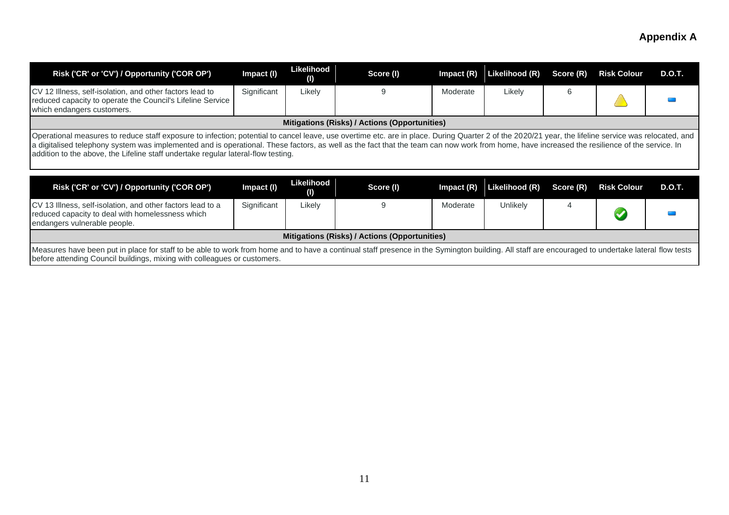**Appendix A**

| Risk ('CR' or 'CV') / Opportunity ('COR OP') | Impact (I) | Likelihood (I) | Score (I) | Impact (R) | Likelihood (R) | Score (R) | Risk Colour | D.O.T. |
|---|---|---|---|---|---|---|---|---|
| CV 12 Illness, self-isolation, and other factors lead to reduced capacity to operate the Council's Lifeline Service which endangers customers. | Significant | Likely | 9 | Moderate | Likely | 6 | | |
| **Mitigations (Risks) / Actions (Opportunities)** | | | | | | | | |
| Operational measures to reduce staff exposure to infection; potential to cancel leave, use overtime etc. are in place. During Quarter 2 of the 2020/21 year, the lifeline service was relocated, and a digitalised telephony system was implemented and is operational. These factors, as well as the fact that the team can now work from home, have increased the resilience of the service. In addition to the above, the Lifeline staff undertake regular lateral-flow testing. | | | | | | | | |

| Risk ('CR' or 'CV') / Opportunity ('COR OP') | Impact (I) | Likelihood (I) | Score (I) | Impact (R) | Likelihood (R) | Score (R) | Risk Colour | D.O.T. |
|---|---|---|---|---|---|---|---|---|
| CV 13 Illness, self-isolation, and other factors lead to a reduced capacity to deal with homelessness which endangers vulnerable people. | Significant | Likely | 9 | Moderate | Unlikely | 4 | | |
| **Mitigations (Risks) / Actions (Opportunities)** | | | | | | | | |
| Measures have been put in place for staff to be able to work from home and to have a continual staff presence in the Symington building. All staff are encouraged to undertake lateral flow tests before attending Council buildings, mixing with colleagues or customers. | | | | | | | | |